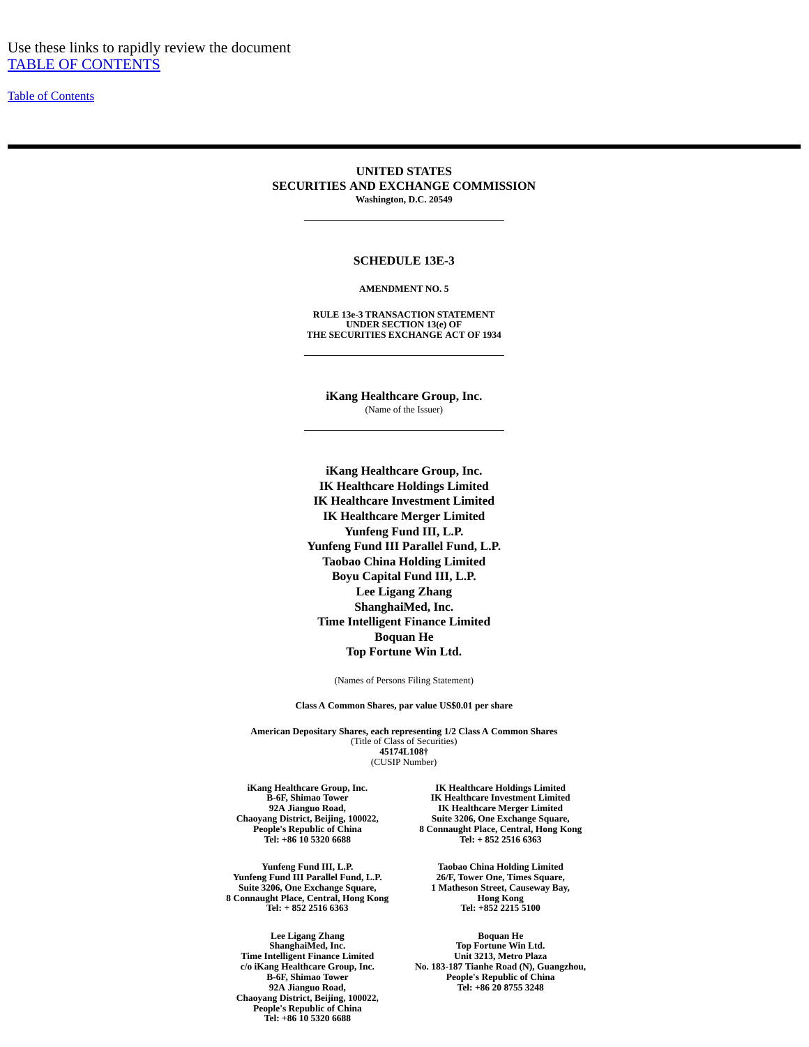Use these links to rapidly review the document
TABLE OF CONTENTS

Table of Contents

---

**UNITED STATES**
**SECURITIES AND EXCHANGE COMMISSION**
**Washington, D.C. 20549**

---

# SCHEDULE 13E-3

**AMENDMENT NO. 5**

**RULE 13e-3 TRANSACTION STATEMENT**
**UNDER SECTION 13(e) OF**
**THE SECURITIES EXCHANGE ACT OF 1934**

---

**iKang Healthcare Group, Inc.**
(Name of the Issuer)

---

**iKang Healthcare Group, Inc.**
**IK Healthcare Holdings Limited**
**IK Healthcare Investment Limited**
**IK Healthcare Merger Limited**
**Yunfeng Fund III, L.P.**
**Yunfeng Fund III Parallel Fund, L.P.**
**Taobao China Holding Limited**
**Boyu Capital Fund III, L.P.**
**Lee Ligang Zhang**
**ShanghaiMed, Inc.**
**Time Intelligent Finance Limited**
**Boquan He**
**Top Fortune Win Ltd.**

(Names of Persons Filing Statement)

**Class A Common Shares, par value US$0.01 per share**

**American Depositary Shares, each representing 1/2 Class A Common Shares**
(Title of Class of Securities)
**45174L108†**
(CUSIP Number)

**iKang Healthcare Group, Inc.**
**B-6F, Shimao Tower**
**92A Jianguo Road,**
**Chaoyang District, Beijing, 100022,**
**People's Republic of China**
**Tel: +86 10 5320 6688**

**IK Healthcare Holdings Limited**
**IK Healthcare Investment Limited**
**IK Healthcare Merger Limited**
**Suite 3206, One Exchange Square,**
**8 Connaught Place, Central, Hong Kong**
**Tel: + 852 2516 6363**

**Yunfeng Fund III, L.P.**
**Yunfeng Fund III Parallel Fund, L.P.**
**Suite 3206, One Exchange Square,**
**8 Connaught Place, Central, Hong Kong**
**Tel: + 852 2516 6363**

**Taobao China Holding Limited**
**26/F, Tower One, Times Square,**
**1 Matheson Street, Causeway Bay,**
**Hong Kong**
**Tel: +852 2215 5100**

**Lee Ligang Zhang**
**ShanghaiMed, Inc.**
**Time Intelligent Finance Limited**
**c/o iKang Healthcare Group, Inc.**
**B-6F, Shimao Tower**
**92A Jianguo Road,**
**Chaoyang District, Beijing, 100022,**
**People's Republic of China**
**Tel: +86 10 5320 6688**

**Boquan He**
**Top Fortune Win Ltd.**
**Unit 3213, Metro Plaza**
**No. 183-187 Tianhe Road (N), Guangzhou,**
**People's Republic of China**
**Tel: +86 20 8755 3248**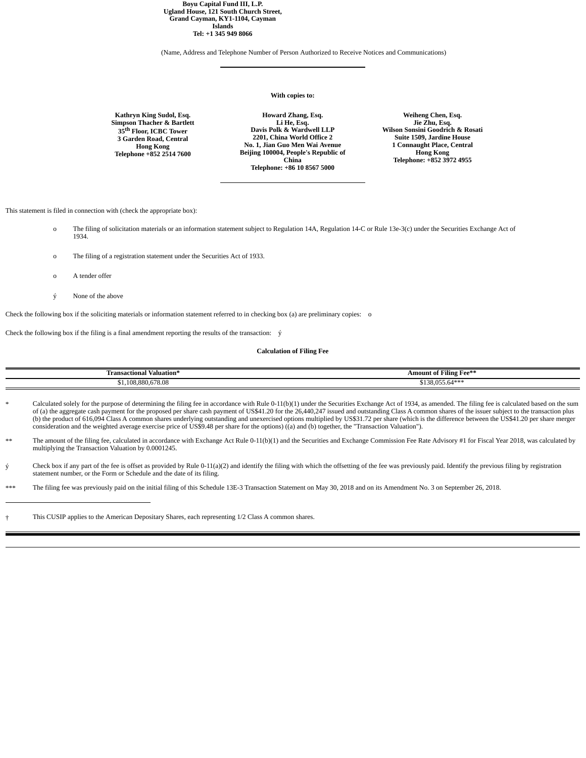**Boyu Capital Fund III, L.P.**
**Ugland House, 121 South Church Street,**
**Grand Cayman, KY1-1104, Cayman Islands**
**Tel: +1 345 949 8066**

(Name, Address and Telephone Number of Person Authorized to Receive Notices and Communications)

---

**With copies to:**

**Kathryn King Sudol, Esq.**
**Simpson Thacher & Bartlett**
**35th Floor, ICBC Tower**
**3 Garden Road, Central**
**Hong Kong**
**Telephone +852 2514 7600**

**Howard Zhang, Esq.**
**Li He, Esq.**
**Davis Polk & Wardwell LLP**
**2201, China World Office 2**
**No. 1, Jian Guo Men Wai Avenue**
**Beijing 100004, People's Republic of China**
**Telephone: +86 10 8567 5000**

**Weiheng Chen, Esq.**
**Jie Zhu, Esq.**
**Wilson Sonsini Goodrich & Rosati**
**Suite 1509, Jardine House**
**1 Connaught Place, Central**
**Hong Kong**
**Telephone: +852 3972 4955**

---

This statement is filed in connection with (check the appropriate box):

o The filing of solicitation materials or an information statement subject to Regulation 14A, Regulation 14-C or Rule 13e-3(c) under the Securities Exchange Act of 1934.

o The filing of a registration statement under the Securities Act of 1933.

o A tender offer

ý None of the above

Check the following box if the soliciting materials or information statement referred to in checking box (a) are preliminary copies: o

Check the following box if the filing is a final amendment reporting the results of the transaction: ý

**Calculation of Filing Fee**

| Transactional Valuation* | Amount of Filing Fee** |
|---|---|
| $1,108,880,678.08 | $138,055.64*** |

\* Calculated solely for the purpose of determining the filing fee in accordance with Rule 0-11(b)(1) under the Securities Exchange Act of 1934, as amended. The filing fee is calculated based on the sum of (a) the aggregate cash payment for the proposed per share cash payment of US$41.20 for the 26,440,247 issued and outstanding Class A common shares of the issuer subject to the transaction plus (b) the product of 616,094 Class A common shares underlying outstanding and unexercised options multiplied by US$31.72 per share (which is the difference between the US$41.20 per share merger consideration and the weighted average exercise price of US$9.48 per share for the options) ((a) and (b) together, the "Transaction Valuation").

** The amount of the filing fee, calculated in accordance with Exchange Act Rule 0-11(b)(1) and the Securities and Exchange Commission Fee Rate Advisory #1 for Fiscal Year 2018, was calculated by multiplying the Transaction Valuation by 0.0001245.

ý Check box if any part of the fee is offset as provided by Rule 0-11(a)(2) and identify the filing with which the offsetting of the fee was previously paid. Identify the previous filing by registration statement number, or the Form or Schedule and the date of its filing.

*** The filing fee was previously paid on the initial filing of this Schedule 13E-3 Transaction Statement on May 30, 2018 and on its Amendment No. 3 on September 26, 2018.

---

† This CUSIP applies to the American Depositary Shares, each representing 1/2 Class A common shares.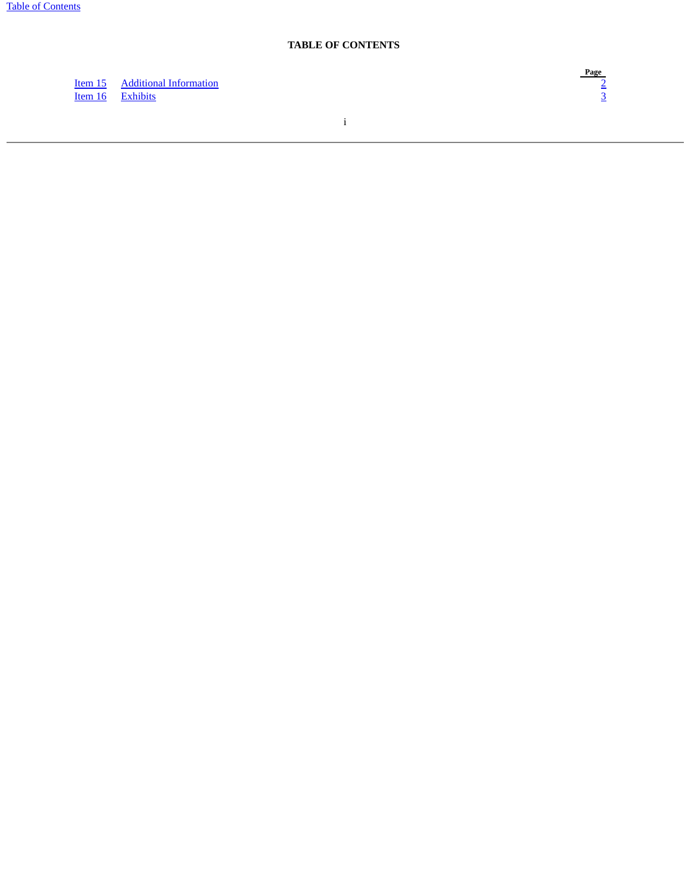**TABLE OF CONTENTS**

| | | Page |
|---|---|---|
| Item 15 | Additional Information | 2 |
| Item 16 | Exhibits | 3 |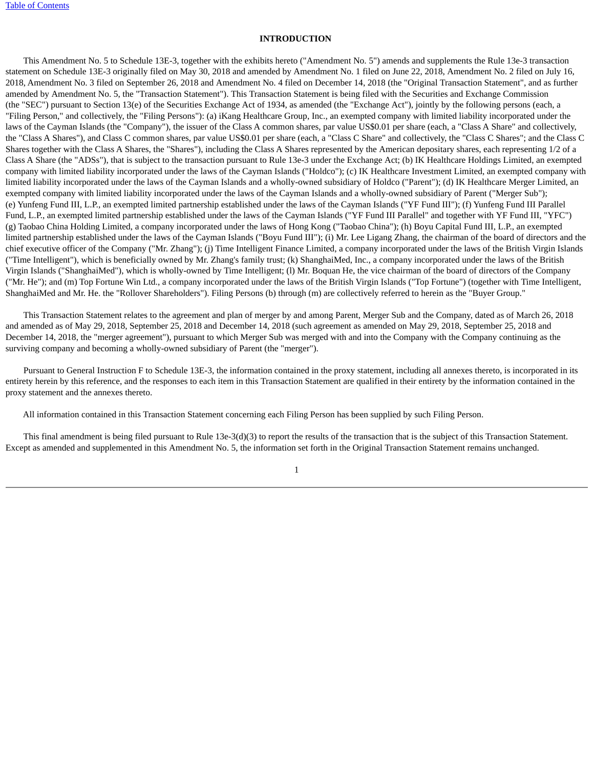## INTRODUCTION

This Amendment No. 5 to Schedule 13E-3, together with the exhibits hereto ("Amendment No. 5") amends and supplements the Rule 13e-3 transaction statement on Schedule 13E-3 originally filed on May 30, 2018 and amended by Amendment No. 1 filed on June 22, 2018, Amendment No. 2 filed on July 16, 2018, Amendment No. 3 filed on September 26, 2018 and Amendment No. 4 filed on December 14, 2018 (the "Original Transaction Statement", and as further amended by Amendment No. 5, the "Transaction Statement"). This Transaction Statement is being filed with the Securities and Exchange Commission (the "SEC") pursuant to Section 13(e) of the Securities Exchange Act of 1934, as amended (the "Exchange Act"), jointly by the following persons (each, a "Filing Person," and collectively, the "Filing Persons"): (a) iKang Healthcare Group, Inc., an exempted company with limited liability incorporated under the laws of the Cayman Islands (the "Company"), the issuer of the Class A common shares, par value US$0.01 per share (each, a "Class A Share" and collectively, the "Class A Shares"), and Class C common shares, par value US$0.01 per share (each, a "Class C Share" and collectively, the "Class C Shares"; and the Class C Shares together with the Class A Shares, the "Shares"), including the Class A Shares represented by the American depositary shares, each representing 1/2 of a Class A Share (the "ADSs"), that is subject to the transaction pursuant to Rule 13e-3 under the Exchange Act; (b) IK Healthcare Holdings Limited, an exempted company with limited liability incorporated under the laws of the Cayman Islands ("Holdco"); (c) IK Healthcare Investment Limited, an exempted company with limited liability incorporated under the laws of the Cayman Islands and a wholly-owned subsidiary of Holdco ("Parent"); (d) IK Healthcare Merger Limited, an exempted company with limited liability incorporated under the laws of the Cayman Islands and a wholly-owned subsidiary of Parent ("Merger Sub"); (e) Yunfeng Fund III, L.P., an exempted limited partnership established under the laws of the Cayman Islands ("YF Fund III"); (f) Yunfeng Fund III Parallel Fund, L.P., an exempted limited partnership established under the laws of the Cayman Islands ("YF Fund III Parallel" and together with YF Fund III, "YFC") (g) Taobao China Holding Limited, a company incorporated under the laws of Hong Kong ("Taobao China"); (h) Boyu Capital Fund III, L.P., an exempted limited partnership established under the laws of the Cayman Islands ("Boyu Fund III"); (i) Mr. Lee Ligang Zhang, the chairman of the board of directors and the chief executive officer of the Company ("Mr. Zhang"); (j) Time Intelligent Finance Limited, a company incorporated under the laws of the British Virgin Islands ("Time Intelligent"), which is beneficially owned by Mr. Zhang's family trust; (k) ShanghaiMed, Inc., a company incorporated under the laws of the British Virgin Islands ("ShanghaiMed"), which is wholly-owned by Time Intelligent; (l) Mr. Boquan He, the vice chairman of the board of directors of the Company ("Mr. He"); and (m) Top Fortune Win Ltd., a company incorporated under the laws of the British Virgin Islands ("Top Fortune") (together with Time Intelligent, ShanghaiMed and Mr. He. the "Rollover Shareholders"). Filing Persons (b) through (m) are collectively referred to herein as the "Buyer Group."

This Transaction Statement relates to the agreement and plan of merger by and among Parent, Merger Sub and the Company, dated as of March 26, 2018 and amended as of May 29, 2018, September 25, 2018 and December 14, 2018 (such agreement as amended on May 29, 2018, September 25, 2018 and December 14, 2018, the "merger agreement"), pursuant to which Merger Sub was merged with and into the Company with the Company continuing as the surviving company and becoming a wholly-owned subsidiary of Parent (the "merger").

Pursuant to General Instruction F to Schedule 13E-3, the information contained in the proxy statement, including all annexes thereto, is incorporated in its entirety herein by this reference, and the responses to each item in this Transaction Statement are qualified in their entirety by the information contained in the proxy statement and the annexes thereto.

All information contained in this Transaction Statement concerning each Filing Person has been supplied by such Filing Person.

This final amendment is being filed pursuant to Rule 13e-3(d)(3) to report the results of the transaction that is the subject of this Transaction Statement. Except as amended and supplemented in this Amendment No. 5, the information set forth in the Original Transaction Statement remains unchanged.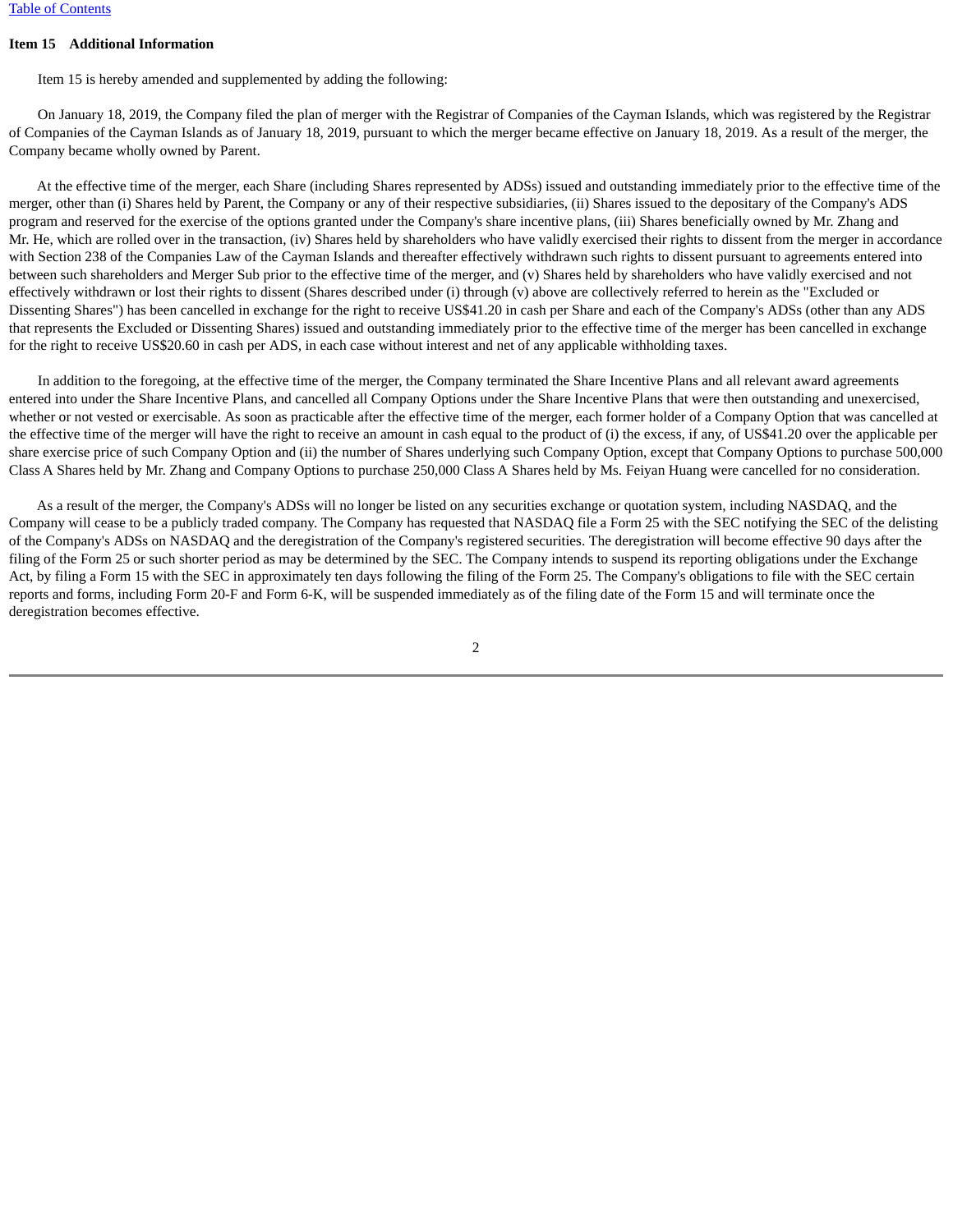**Item 15    Additional Information**

Item 15 is hereby amended and supplemented by adding the following:

On January 18, 2019, the Company filed the plan of merger with the Registrar of Companies of the Cayman Islands, which was registered by the Registrar of Companies of the Cayman Islands as of January 18, 2019, pursuant to which the merger became effective on January 18, 2019. As a result of the merger, the Company became wholly owned by Parent.

At the effective time of the merger, each Share (including Shares represented by ADSs) issued and outstanding immediately prior to the effective time of the merger, other than (i) Shares held by Parent, the Company or any of their respective subsidiaries, (ii) Shares issued to the depositary of the Company's ADS program and reserved for the exercise of the options granted under the Company's share incentive plans, (iii) Shares beneficially owned by Mr. Zhang and Mr. He, which are rolled over in the transaction, (iv) Shares held by shareholders who have validly exercised their rights to dissent from the merger in accordance with Section 238 of the Companies Law of the Cayman Islands and thereafter effectively withdrawn such rights to dissent pursuant to agreements entered into between such shareholders and Merger Sub prior to the effective time of the merger, and (v) Shares held by shareholders who have validly exercised and not effectively withdrawn or lost their rights to dissent (Shares described under (i) through (v) above are collectively referred to herein as the "Excluded or Dissenting Shares") has been cancelled in exchange for the right to receive US$41.20 in cash per Share and each of the Company's ADSs (other than any ADS that represents the Excluded or Dissenting Shares) issued and outstanding immediately prior to the effective time of the merger has been cancelled in exchange for the right to receive US$20.60 in cash per ADS, in each case without interest and net of any applicable withholding taxes.

In addition to the foregoing, at the effective time of the merger, the Company terminated the Share Incentive Plans and all relevant award agreements entered into under the Share Incentive Plans, and cancelled all Company Options under the Share Incentive Plans that were then outstanding and unexercised, whether or not vested or exercisable. As soon as practicable after the effective time of the merger, each former holder of a Company Option that was cancelled at the effective time of the merger will have the right to receive an amount in cash equal to the product of (i) the excess, if any, of US$41.20 over the applicable per share exercise price of such Company Option and (ii) the number of Shares underlying such Company Option, except that Company Options to purchase 500,000 Class A Shares held by Mr. Zhang and Company Options to purchase 250,000 Class A Shares held by Ms. Feiyan Huang were cancelled for no consideration.

As a result of the merger, the Company's ADSs will no longer be listed on any securities exchange or quotation system, including NASDAQ, and the Company will cease to be a publicly traded company. The Company has requested that NASDAQ file a Form 25 with the SEC notifying the SEC of the delisting of the Company's ADSs on NASDAQ and the deregistration of the Company's registered securities. The deregistration will become effective 90 days after the filing of the Form 25 or such shorter period as may be determined by the SEC. The Company intends to suspend its reporting obligations under the Exchange Act, by filing a Form 15 with the SEC in approximately ten days following the filing of the Form 25. The Company's obligations to file with the SEC certain reports and forms, including Form 20-F and Form 6-K, will be suspended immediately as of the filing date of the Form 15 and will terminate once the deregistration becomes effective.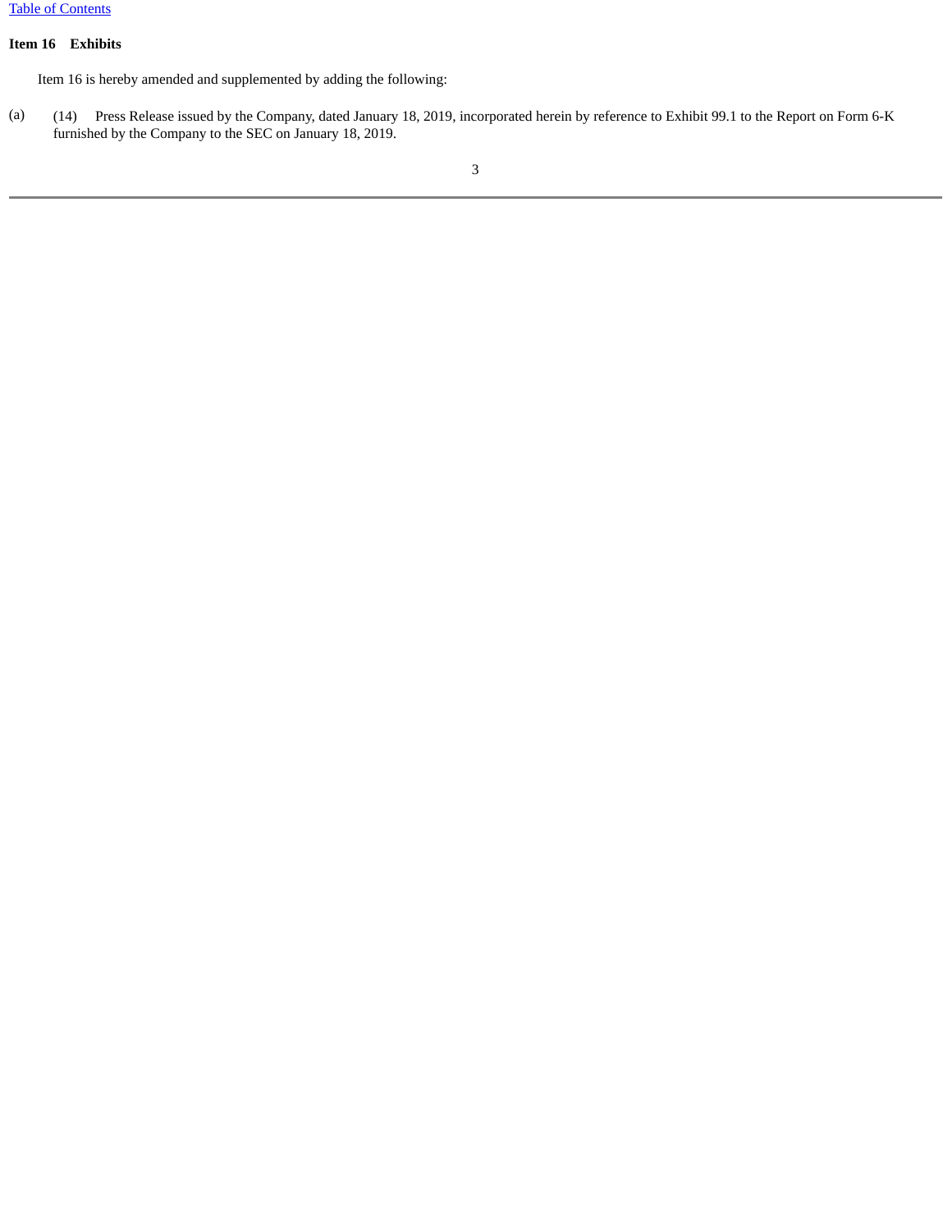### Item 16 Exhibits

Item 16 is hereby amended and supplemented by adding the following:

(a) (14) Press Release issued by the Company, dated January 18, 2019, incorporated herein by reference to Exhibit 99.1 to the Report on Form 6-K furnished by the Company to the SEC on January 18, 2019.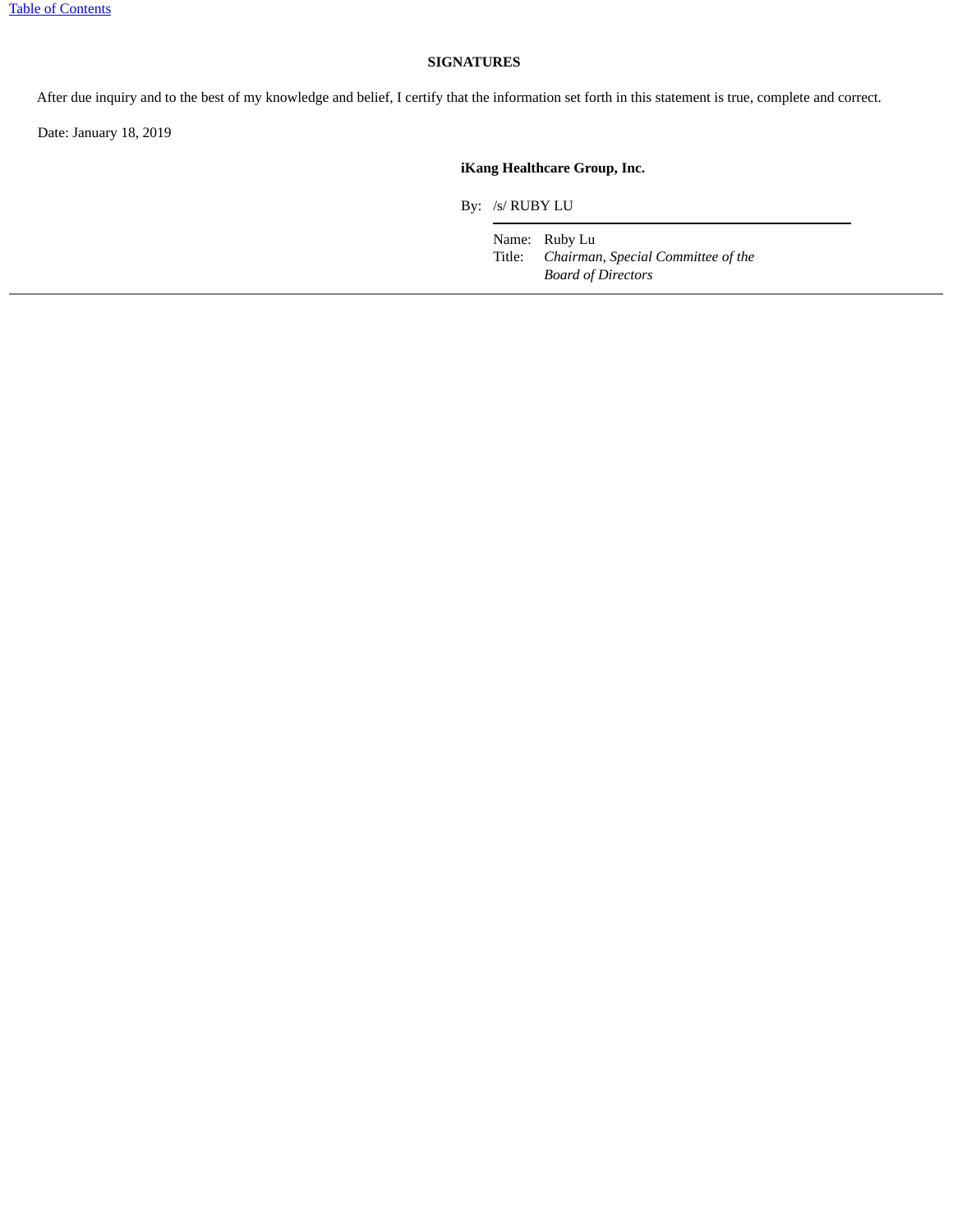**SIGNATURES**

After due inquiry and to the best of my knowledge and belief, I certify that the information set forth in this statement is true, complete and correct.

Date: January 18, 2019

**iKang Healthcare Group, Inc.**

By: /s/ RUBY LU

Name: Ruby Lu
Title: *Chairman, Special Committee of the Board of Directors*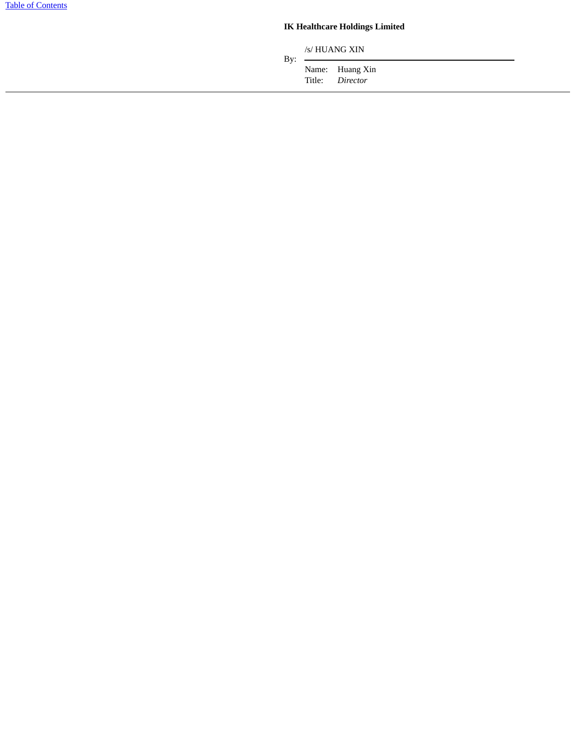**IK Healthcare Holdings Limited**

By: /s/ HUANG XIN

Name: Huang Xin

Title: *Director*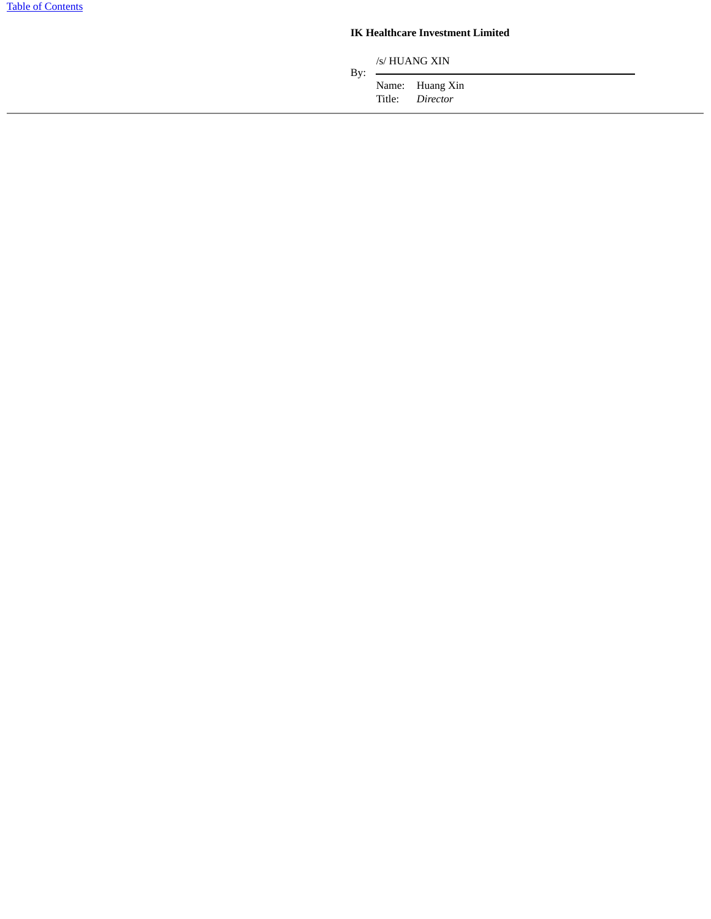**IK Healthcare Investment Limited**

By: /s/ HUANG XIN

Name: Huang Xin

Title: *Director*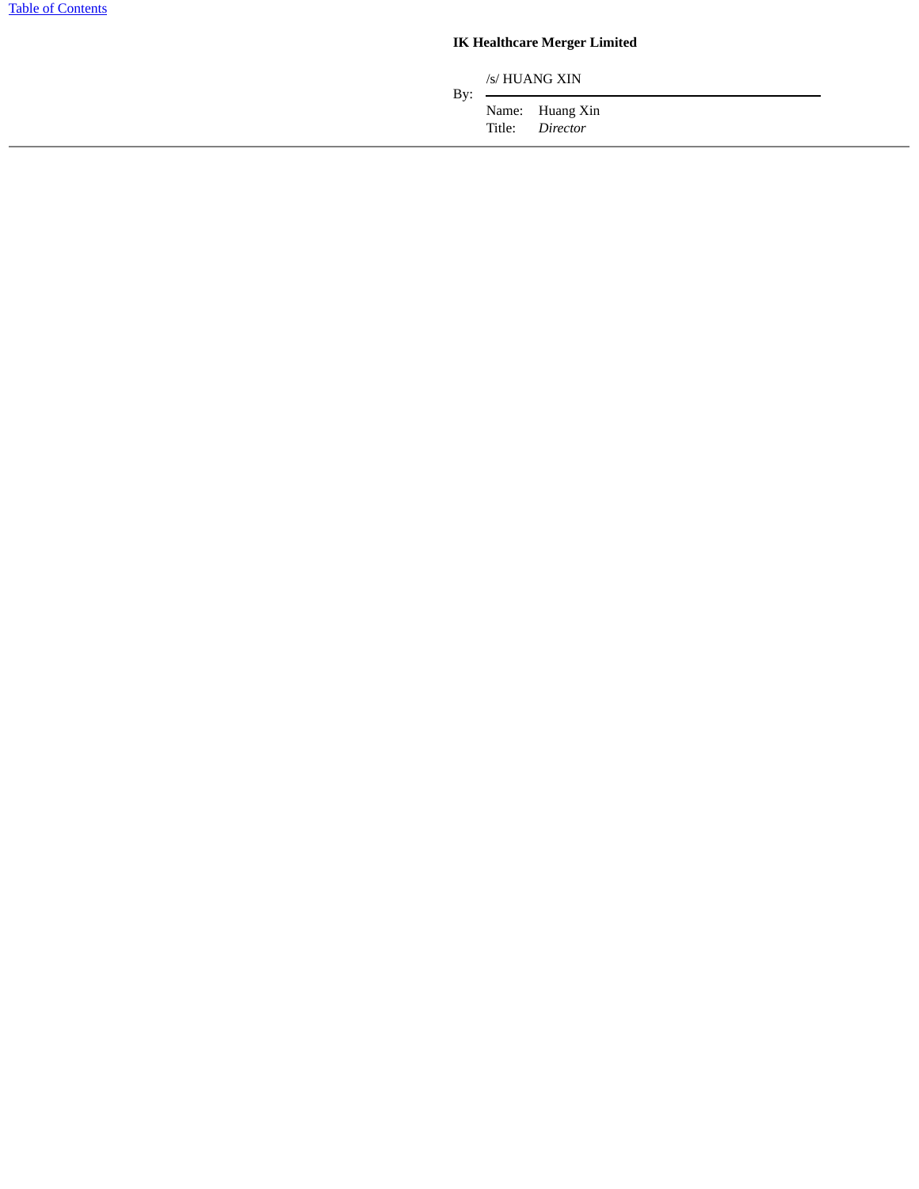**IK Healthcare Merger Limited**

By: /s/ HUANG XIN

Name: Huang Xin

Title: *Director*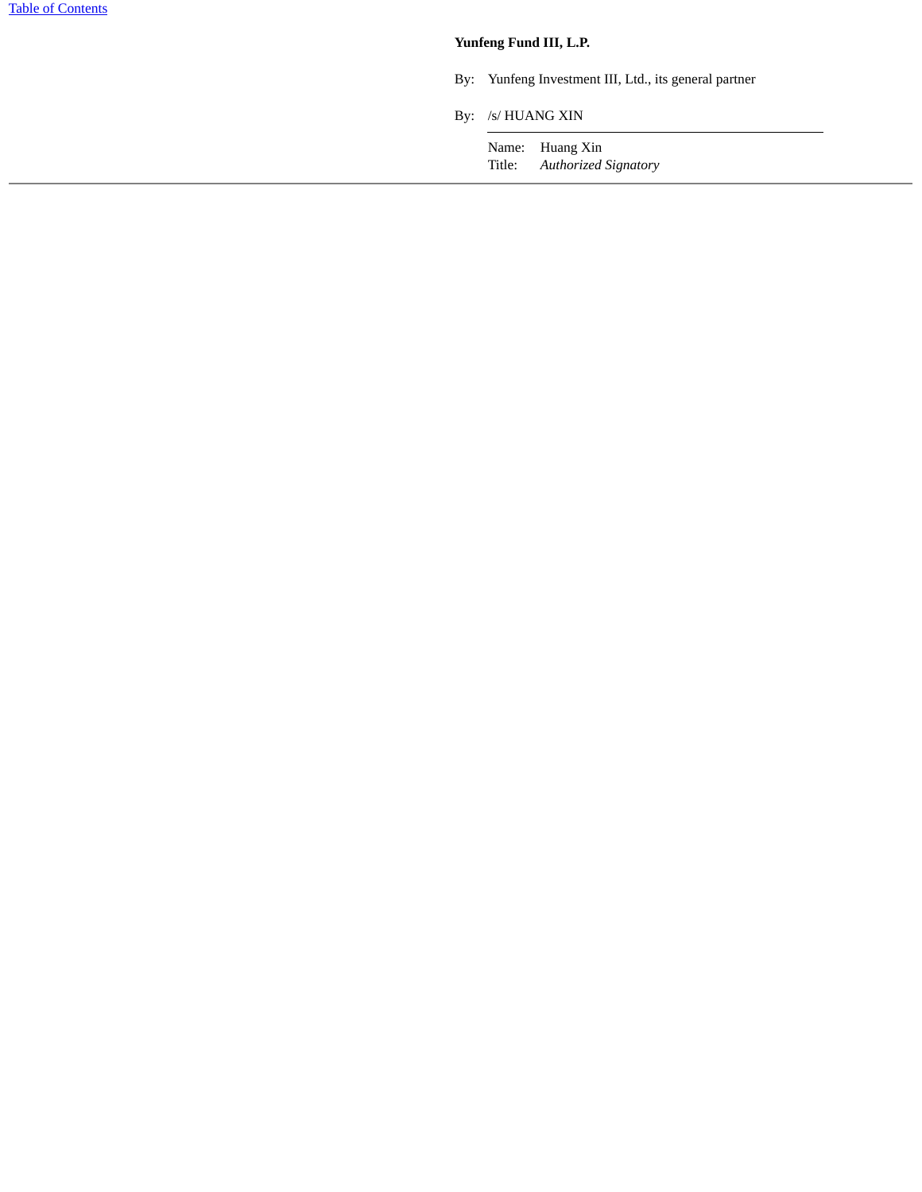**Yunfeng Fund III, L.P.**

By: Yunfeng Investment III, Ltd., its general partner

By: /s/ HUANG XIN

Name: Huang Xin
Title: *Authorized Signatory*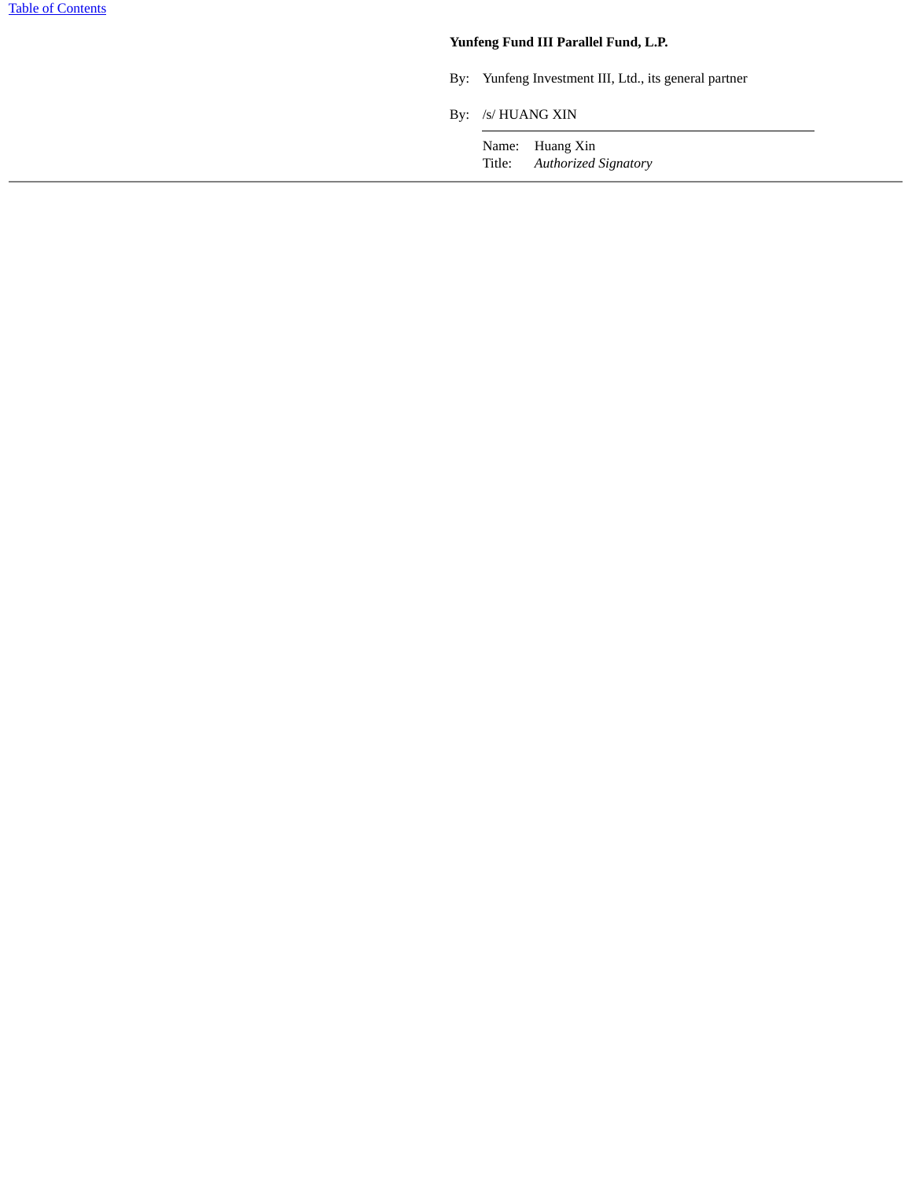**Yunfeng Fund III Parallel Fund, L.P.**

By: Yunfeng Investment III, Ltd., its general partner

By: /s/ HUANG XIN

Name: Huang Xin
Title: *Authorized Signatory*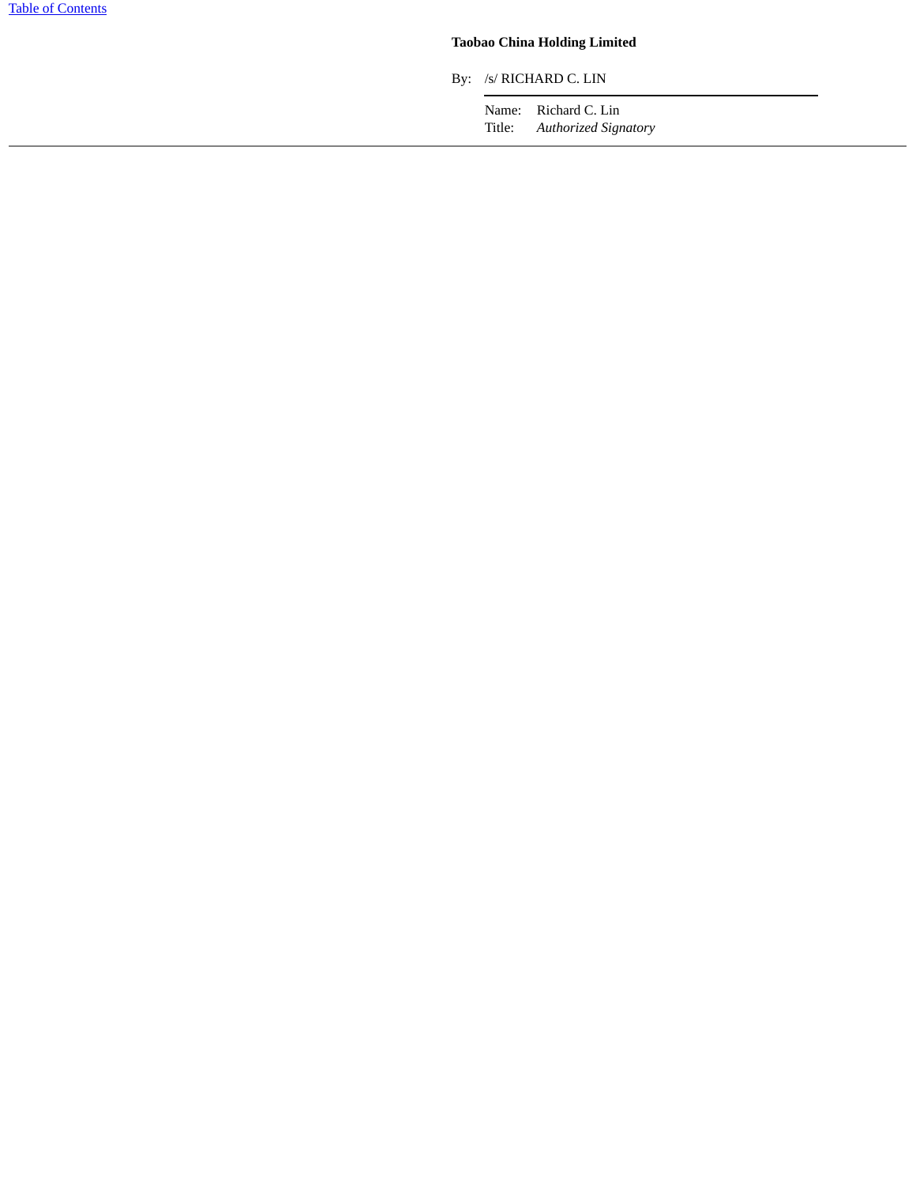**Taobao China Holding Limited**

By: /s/ RICHARD C. LIN

Name: Richard C. Lin
Title: *Authorized Signatory*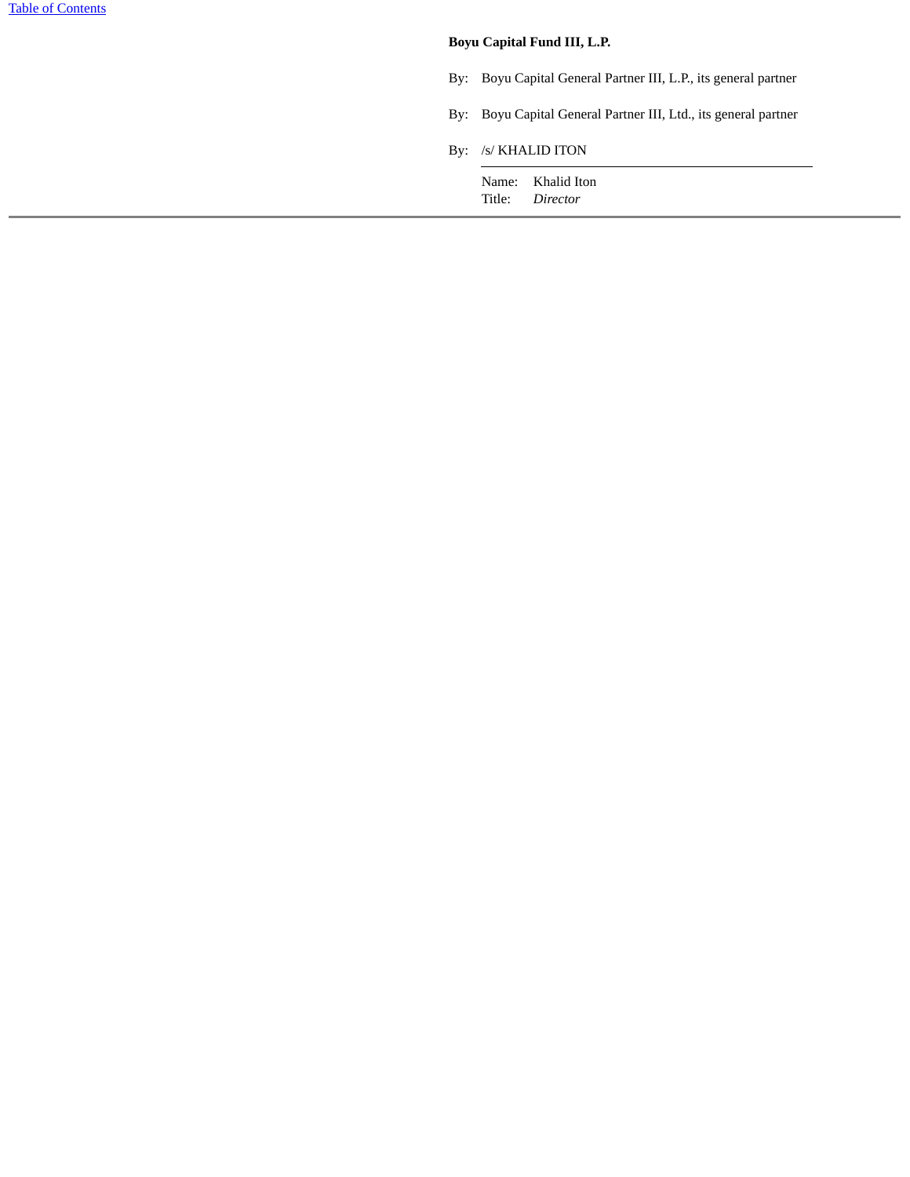**Boyu Capital Fund III, L.P.**

By: Boyu Capital General Partner III, L.P., its general partner

By: Boyu Capital General Partner III, Ltd., its general partner

By: /s/ KHALID ITON

Name: Khalid Iton
Title: *Director*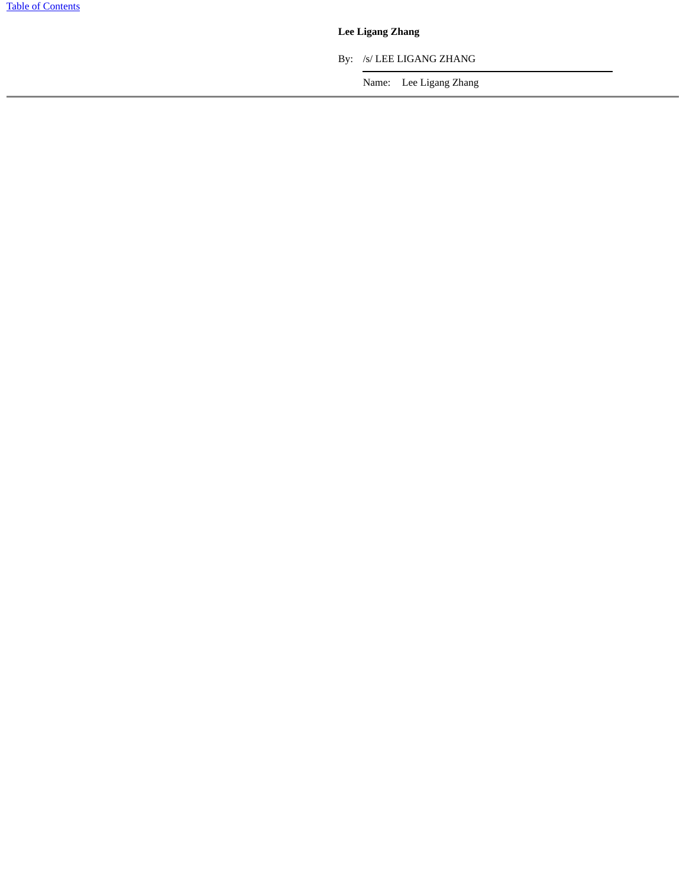**Lee Ligang Zhang**

By: /s/ LEE LIGANG ZHANG

Name: Lee Ligang Zhang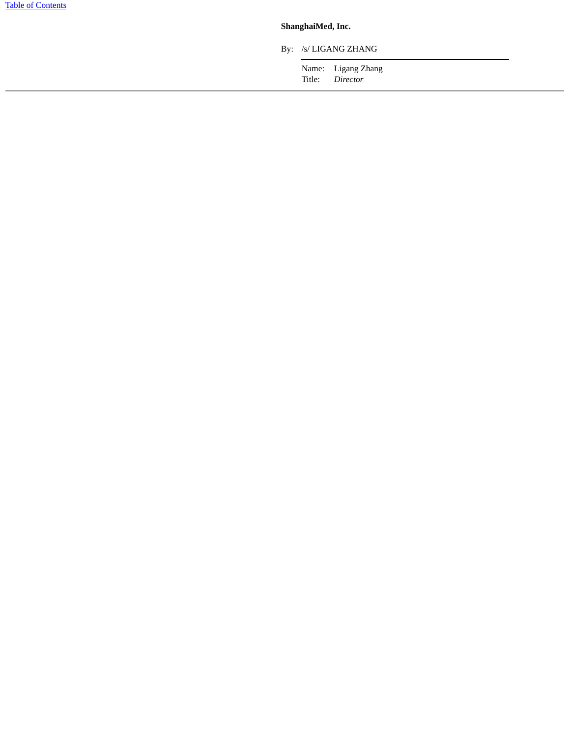**ShanghaiMed, Inc.**

By: /s/ LIGANG ZHANG

Name: Ligang Zhang
Title: *Director*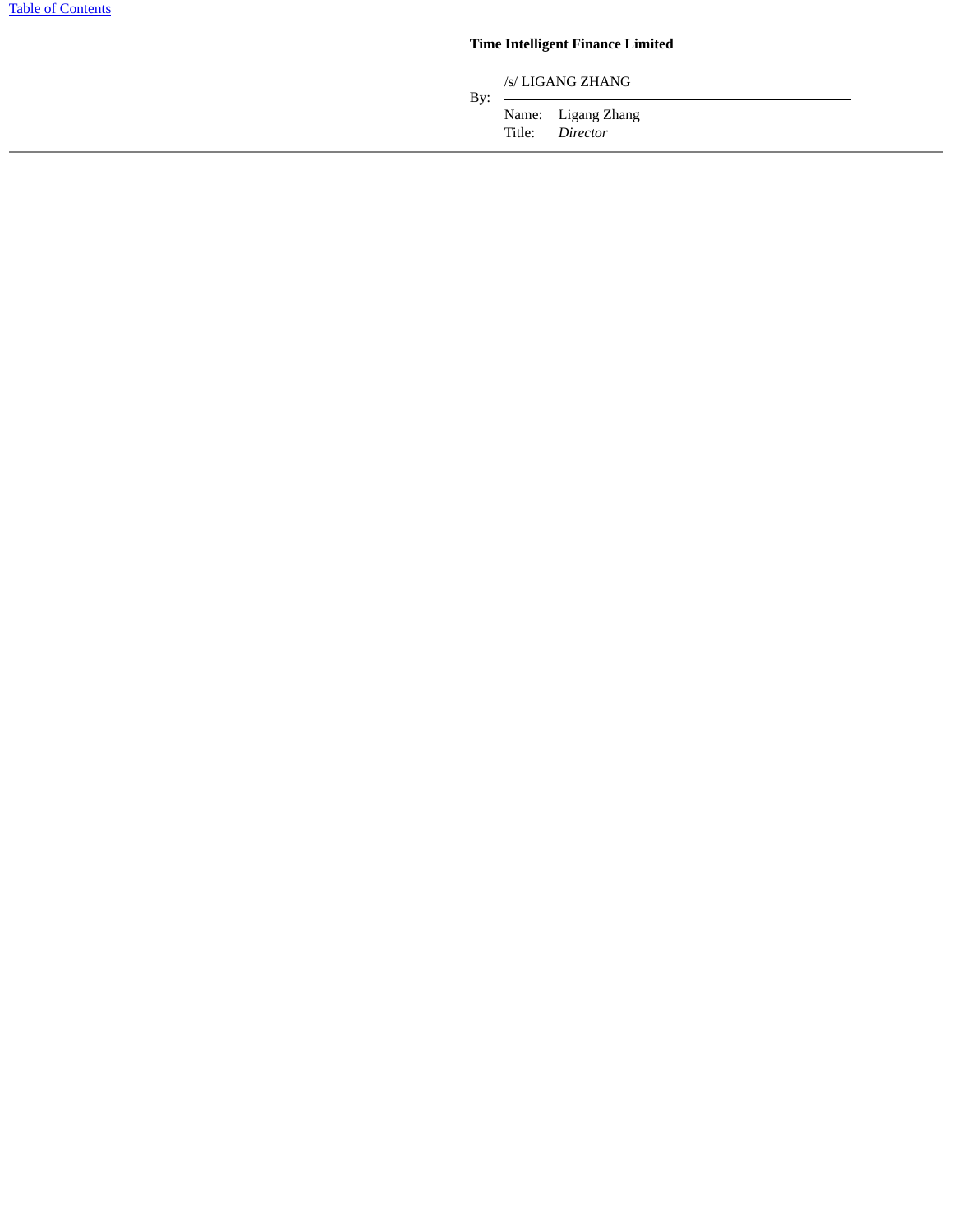**Time Intelligent Finance Limited**

By: /s/ LIGANG ZHANG

Name: Ligang Zhang

Title: *Director*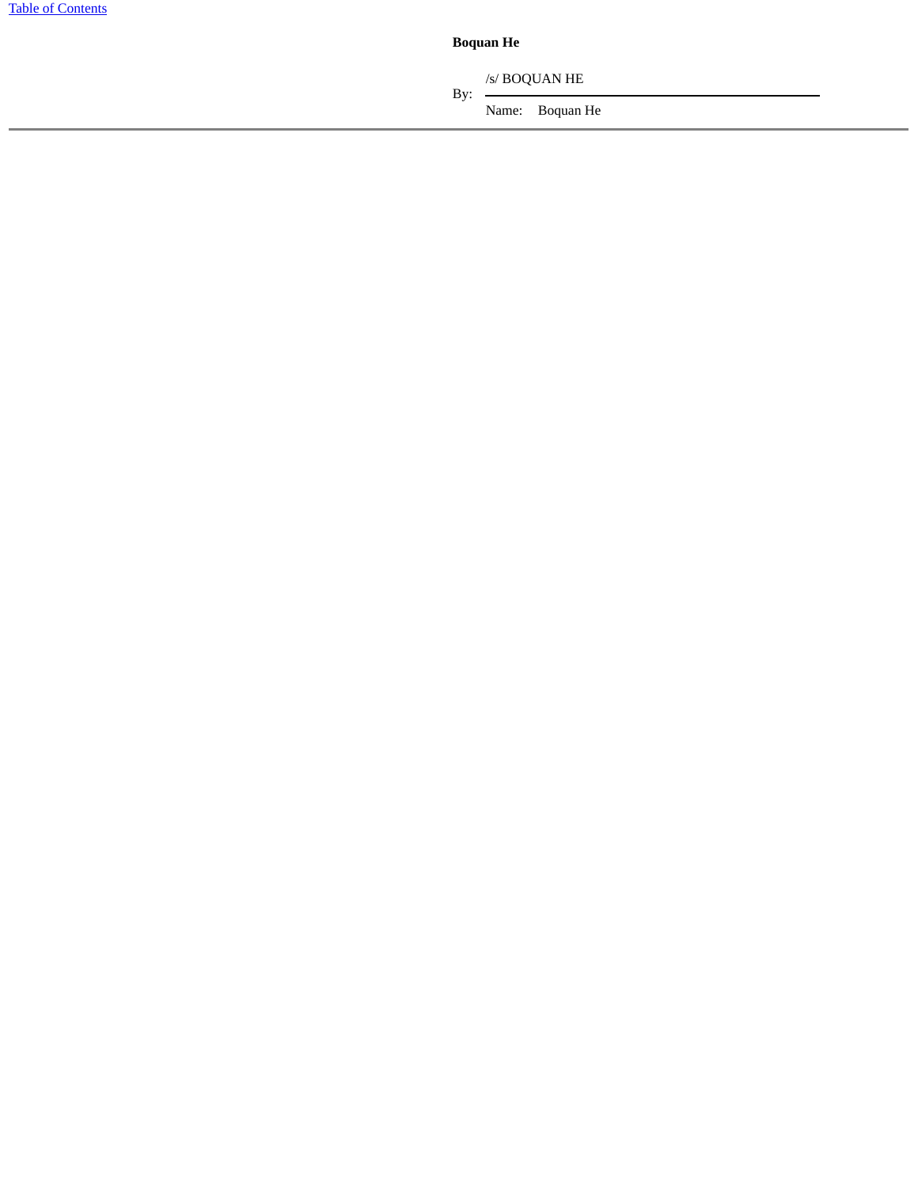**Boquan He**

By: /s/ BOQUAN HE

Name: Boquan He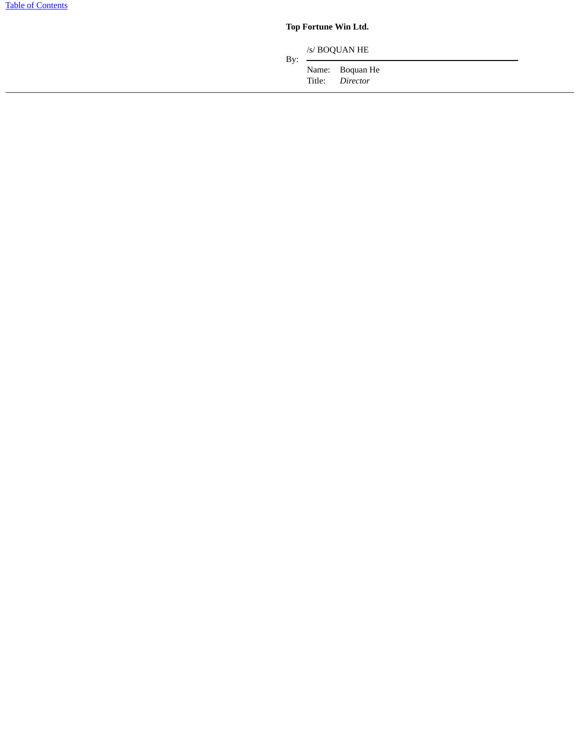**Top Fortune Win Ltd.**

By: /s/ BOQUAN HE

Name: Boquan He

Title: *Director*